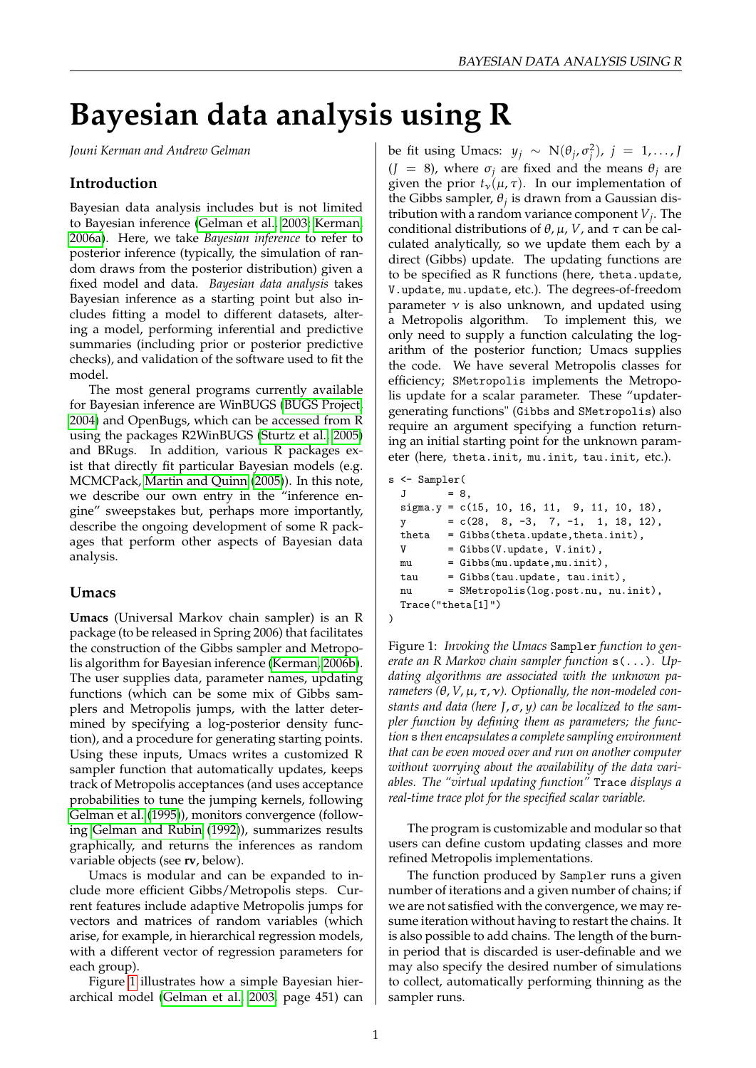// Bayesian data analysis using R

*Jouni Kerman and Andrew Gelman*

## Introduction

Bayesian data analysis includes but is not limited to Bayesian inference (Gelman et al., 2003; Kerman, 2006a). Here, we take *Bayesian inference* to refer to posterior inference (typically, the simulation of random draws from the posterior distribution) given a fixed model and data. *Bayesian data analysis* takes Bayesian inference as a starting point but also includes fitting a model to different datasets, altering a model, performing inferential and predictive summaries (including prior or posterior predictive checks), and validation of the software used to fit the model.

The most general programs currently available for Bayesian inference are WinBUGS (BUGS Project, 2004) and OpenBugs, which can be accessed from R using the packages R2WinBUGS (Sturtz et al., 2005) and BRugs. In addition, various R packages exist that directly fit particular Bayesian models (e.g. MCMCPack, Martin and Quinn (2005)). In this note, we describe our own entry in the "inference engine" sweepstakes but, perhaps more importantly, describe the ongoing development of some R packages that perform other aspects of Bayesian data analysis.

## Umacs

**Umacs** (Universal Markov chain sampler) is an R package (to be released in Spring 2006) that facilitates the construction of the Gibbs sampler and Metropolis algorithm for Bayesian inference (Kerman, 2006b). The user supplies data, parameter names, updating functions (which can be some mix of Gibbs samplers and Metropolis jumps, with the latter determined by specifying a log-posterior density function), and a procedure for generating starting points. Using these inputs, Umacs writes a customized R sampler function that automatically updates, keeps track of Metropolis acceptances (and uses acceptance probabilities to tune the jumping kernels, following Gelman et al. (1995)), monitors convergence (following Gelman and Rubin (1992)), summarizes results graphically, and returns the inferences as random variable objects (see **rv**, below).

Umacs is modular and can be expanded to include more efficient Gibbs/Metropolis steps. Current features include adaptive Metropolis jumps for vectors and matrices of random variables (which arise, for example, in hierarchical regression models, with a different vector of regression parameters for each group).

Figure 1 illustrates how a simple Bayesian hierarchical model (Gelman et al., 2003, page 451) can be fit using Umacs: $y_j \sim \mathrm{N}(\theta_j, \sigma_j^2)$, $j = 1, \ldots, J$ ($J = 8$), where $\sigma_j$ are fixed and the means $\theta_j$ are given the prior $t_\nu(\mu, \tau)$. In our implementation of the Gibbs sampler, $\theta_j$ is drawn from a Gaussian distribution with a random variance component $V_j$. The conditional distributions of $\theta, \mu, V$, and $\tau$ can be calculated analytically, so we update them each by a direct (Gibbs) update. The updating functions are to be specified as R functions (here, `theta.update`, `V.update`, `mu.update`, etc.). The degrees-of-freedom parameter $\nu$ is also unknown, and updated using a Metropolis algorithm. To implement this, we only need to supply a function calculating the logarithm of the posterior function; Umacs supplies the code. We have several Metropolis classes for efficiency; `SMetropolis` implements the Metropolis update for a scalar parameter. These "updater-generating functions" (`Gibbs` and `SMetropolis`) also require an argument specifying a function returning an initial starting point for the unknown parameter (here, `theta.init`, `mu.init`, `tau.init`, etc.).

```
s <- Sampler(
  J       = 8,
  sigma.y = c(15, 10, 16, 11,  9, 11, 10, 18),
  y       = c(28,  8, -3,  7, -1,  1, 18, 12),
  theta   = Gibbs(theta.update,theta.init),
  V       = Gibbs(V.update, V.init),
  mu      = Gibbs(mu.update,mu.init),
  tau     = Gibbs(tau.update, tau.init),
  nu      = SMetropolis(log.post.nu, nu.init),
  Trace("theta[1]")
)
```

Figure 1: *Invoking the Umacs* `Sampler` *function to generate an R Markov chain sampler function* `s(...)`*. Updating algorithms are associated with the unknown parameters ($\theta, V, \mu, \tau, \nu$). Optionally, the non-modeled constants and data (here $J, \sigma, y$) can be localized to the sampler function by defining them as parameters; the function* `s` *then encapsulates a complete sampling environment that can be even moved over and run on another computer without worrying about the availability of the data variables. The "virtual updating function"* `Trace` *displays a real-time trace plot for the specified scalar variable.*

The program is customizable and modular so that users can define custom updating classes and more refined Metropolis implementations.

The function produced by `Sampler` runs a given number of iterations and a given number of chains; if we are not satisfied with the convergence, we may resume iteration without having to restart the chains. It is also possible to add chains. The length of the burn-in period that is discarded is user-definable and we may also specify the desired number of simulations to collect, automatically performing thinning as the sampler runs.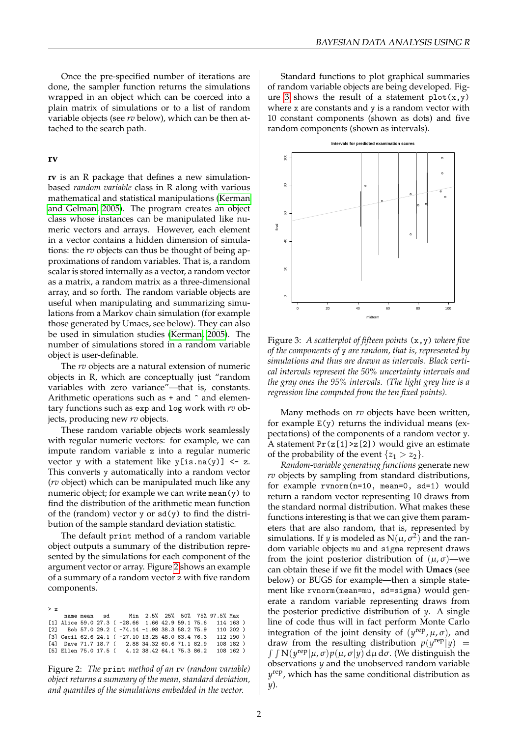Once the pre-specified number of iterations are done, the sampler function returns the simulations wrapped in an object which can be coerced into a plain matrix of simulations or to a list of random variable objects (see *rv* below), which can be then attached to the search path.

## rv

**rv** is an R package that defines a new simulation-based *random variable* class in R along with various mathematical and statistical manipulations (Kerman and Gelman, 2005). The program creates an object class whose instances can be manipulated like numeric vectors and arrays. However, each element in a vector contains a hidden dimension of simulations: the *rv* objects can thus be thought of being approximations of random variables. That is, a random scalar is stored internally as a vector, a random vector as a matrix, a random matrix as a three-dimensional array, and so forth. The random variable objects are useful when manipulating and summarizing simulations from a Markov chain simulation (for example those generated by Umacs, see below). They can also be used in simulation studies (Kerman, 2005). The number of simulations stored in a random variable object is user-definable.

The *rv* objects are a natural extension of numeric objects in R, which are conceptually just "random variables with zero variance"—that is, constants. Arithmetic operations such as `+` and `^` and elementary functions such as `exp` and `log` work with *rv* objects, producing new *rv* objects.

These random variable objects work seamlessly with regular numeric vectors: for example, we can impute random variable `z` into a regular numeric vector `y` with a statement like `y[is.na(y)] <- z`. This converts `y` automatically into a random vector (*rv* object) which can be manipulated much like any numeric object; for example we can write `mean(y)` to find the distribution of the arithmetic mean function of the (random) vector `y` or `sd(y)` to find the distribution of the sample standard deviation statistic.

The default `print` method of a random variable object outputs a summary of the distribution represented by the simulations for each component of the argument vector or array. Figure 2 shows an example of a summary of a random vector `z` with five random components.

```
> z
     name mean   sd       Min  2.5%  25%  50%  75% 97.5% Max
[1] Alice 59.0 27.3 ( -28.66  1.66 42.9 59.1 75.6   114 163 )
[2]   Bob 57.0 29.2 ( -74.14 -1.98 38.3 58.2 75.9   110 202 )
[3] Cecil 62.6 24.1 ( -27.10 13.25 48.0 63.4 76.3   112 190 )
[4]  Dave 71.7 18.7 (   2.88 34.32 60.6 71.1 82.9   108 182 )
[5] Ellen 75.0 17.5 (   4.12 38.42 64.1 75.3 86.2   108 162 )
```

Figure 2: *The* `print` *method of an* rv *(random variable) object returns a summary of the mean, standard deviation, and quantiles of the simulations embedded in the vector.*

Standard functions to plot graphical summaries of random variable objects are being developed. Figure 3 shows the result of a statement `plot(x,y)` where `x` are constants and `y` is a random vector with 10 constant components (shown as dots) and five random components (shown as intervals).

Figure 3: *A scatterplot of fifteen points* `(x,y)` *where five of the components of* `y` *are random, that is, represented by simulations and thus are drawn as intervals. Black vertical intervals represent the 50% uncertainty intervals and the gray ones the 95% intervals. (The light grey line is a regression line computed from the ten fixed points).*

Many methods on *rv* objects have been written, for example `E(y)` returns the individual means (expectations) of the components of a random vector `y`. A statement `Pr(z[1]>z[2])` would give an estimate of the probability of the event $\{z_1 > z_2\}$.

*Random-variable generating functions* generate new *rv* objects by sampling from standard distributions, for example `rvnorm(n=10, mean=0, sd=1)` would return a random vector representing 10 draws from the standard normal distribution. What makes these functions interesting is that we can give them parameters that are also random, that is, represented by simulations. If $y$ is modeled as $\mathrm{N}(\mu, \sigma^2)$ and the random variable objects `mu` and `sigma` represent draws from the joint posterior distribution of $(\mu, \sigma)$—we can obtain these if we fit the model with **Umacs** (see below) or BUGS for example—then a simple statement like `rvnorm(mean=mu, sd=sigma)` would generate a random variable representing draws from the posterior predictive distribution of $y$. A single line of code thus will in fact perform Monte Carlo integration of the joint density of $(y^{\mathrm{rep}}, \mu, \sigma)$, and draw from the resulting distribution $p(y^{\mathrm{rep}}|y) = \int\int \mathrm{N}(y^{\mathrm{rep}}|\mu, \sigma)p(\mu, \sigma|y)\,\mathrm{d}\mu\,\mathrm{d}\sigma$. (We distinguish the observations $y$ and the unobserved random variable $y^{\mathrm{rep}}$, which has the same conditional distribution as $y$).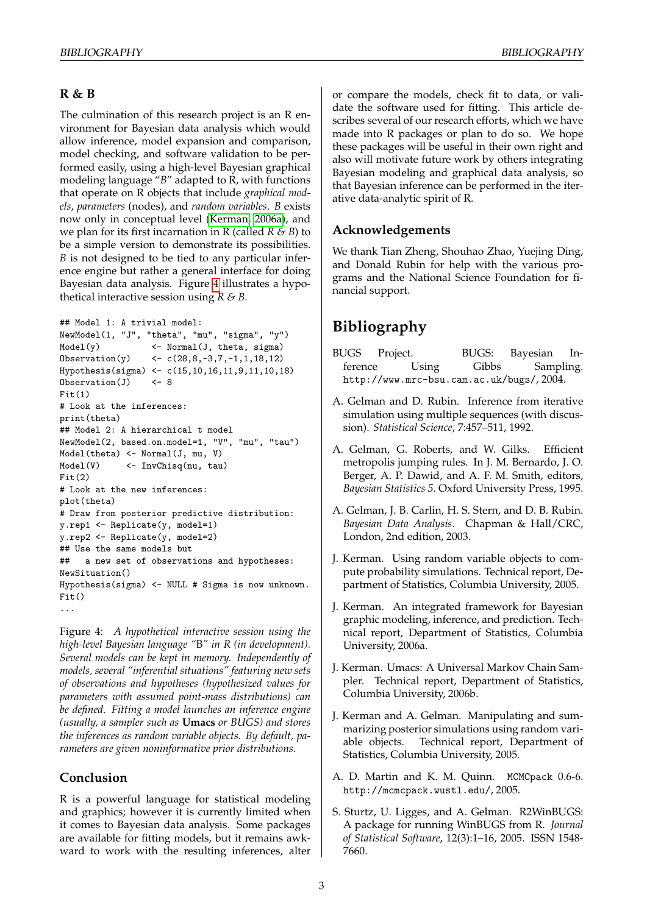### R & B

The culmination of this research project is an R environment for Bayesian data analysis which would allow inference, model expansion and comparison, model checking, and software validation to be performed easily, using a high-level Bayesian graphical modeling language "*B*" adapted to R, with functions that operate on R objects that include *graphical models*, *parameters* (nodes), and *random variables*. *B* exists now only in conceptual level (Kerman, 2006a), and we plan for its first incarnation in R (called *R & B*) to be a simple version to demonstrate its possibilities. *B* is not designed to be tied to any particular inference engine but rather a general interface for doing Bayesian data analysis. Figure 4 illustrates a hypothetical interactive session using *R & B*.

```
## Model 1: A trivial model:
NewModel(1, "J", "theta", "mu", "sigma", "y")
Model(y)          <- Normal(J, theta, sigma)
Observation(y)    <- c(28,8,-3,7,-1,1,18,12)
Hypothesis(sigma) <- c(15,10,16,11,9,11,10,18)
Observation(J)    <- 8
Fit(1)
# Look at the inferences:
print(theta)
## Model 2: A hierarchical t model
NewModel(2, based.on.model=1, "V", "mu", "tau")
Model(theta) <- Normal(J, mu, V)
Model(V)     <- InvChisq(nu, tau)
Fit(2)
# Look at the new inferences:
plot(theta)
# Draw from posterior predictive distribution:
y.rep1 <- Replicate(y, model=1)
y.rep2 <- Replicate(y, model=2)
## Use the same models but
##   a new set of observations and hypotheses:
NewSituation()
Hypothesis(sigma) <- NULL # Sigma is now unknown.
Fit()
...
```

Figure 4: *A hypothetical interactive session using the high-level Bayesian language "*B*" in R (in development). Several models can be kept in memory. Independently of models, several "inferential situations" featuring new sets of observations and hypotheses (hypothesized values for parameters with assumed point-mass distributions) can be defined. Fitting a model launches an inference engine (usually, a sampler such as* **Umacs** *or BUGS) and stores the inferences as random variable objects. By default, parameters are given noninformative prior distributions.*

### Conclusion

R is a powerful language for statistical modeling and graphics; however it is currently limited when it comes to Bayesian data analysis. Some packages are available for fitting models, but it remains awkward to work with the resulting inferences, alter or compare the models, check fit to data, or validate the software used for fitting. This article describes several of our research efforts, which we have made into R packages or plan to do so. We hope these packages will be useful in their own right and also will motivate future work by others integrating Bayesian modeling and graphical data analysis, so that Bayesian inference can be performed in the iterative data-analytic spirit of R.

### Acknowledgements

We thank Tian Zheng, Shouhao Zhao, Yuejing Ding, and Donald Rubin for help with the various programs and the National Science Foundation for financial support.

## Bibliography

BUGS Project. BUGS: Bayesian Inference Using Gibbs Sampling. `http://www.mrc-bsu.cam.ac.uk/bugs/`, 2004.

A. Gelman and D. Rubin. Inference from iterative simulation using multiple sequences (with discussion). *Statistical Science*, 7:457–511, 1992.

A. Gelman, G. Roberts, and W. Gilks. Efficient metropolis jumping rules. In J. M. Bernardo, J. O. Berger, A. P. Dawid, and A. F. M. Smith, editors, *Bayesian Statistics 5*. Oxford University Press, 1995.

A. Gelman, J. B. Carlin, H. S. Stern, and D. B. Rubin. *Bayesian Data Analysis*. Chapman & Hall/CRC, London, 2nd edition, 2003.

J. Kerman. Using random variable objects to compute probability simulations. Technical report, Department of Statistics, Columbia University, 2005.

J. Kerman. An integrated framework for Bayesian graphic modeling, inference, and prediction. Technical report, Department of Statistics, Columbia University, 2006a.

J. Kerman. Umacs: A Universal Markov Chain Sampler. Technical report, Department of Statistics, Columbia University, 2006b.

J. Kerman and A. Gelman. Manipulating and summarizing posterior simulations using random variable objects. Technical report, Department of Statistics, Columbia University, 2005.

A. D. Martin and K. M. Quinn. `MCMCpack` 0.6-6. `http://mcmcpack.wustl.edu/`, 2005.

S. Sturtz, U. Ligges, and A. Gelman. R2WinBUGS: A package for running WinBUGS from R. *Journal of Statistical Software*, 12(3):1–16, 2005. ISSN 1548-7660.